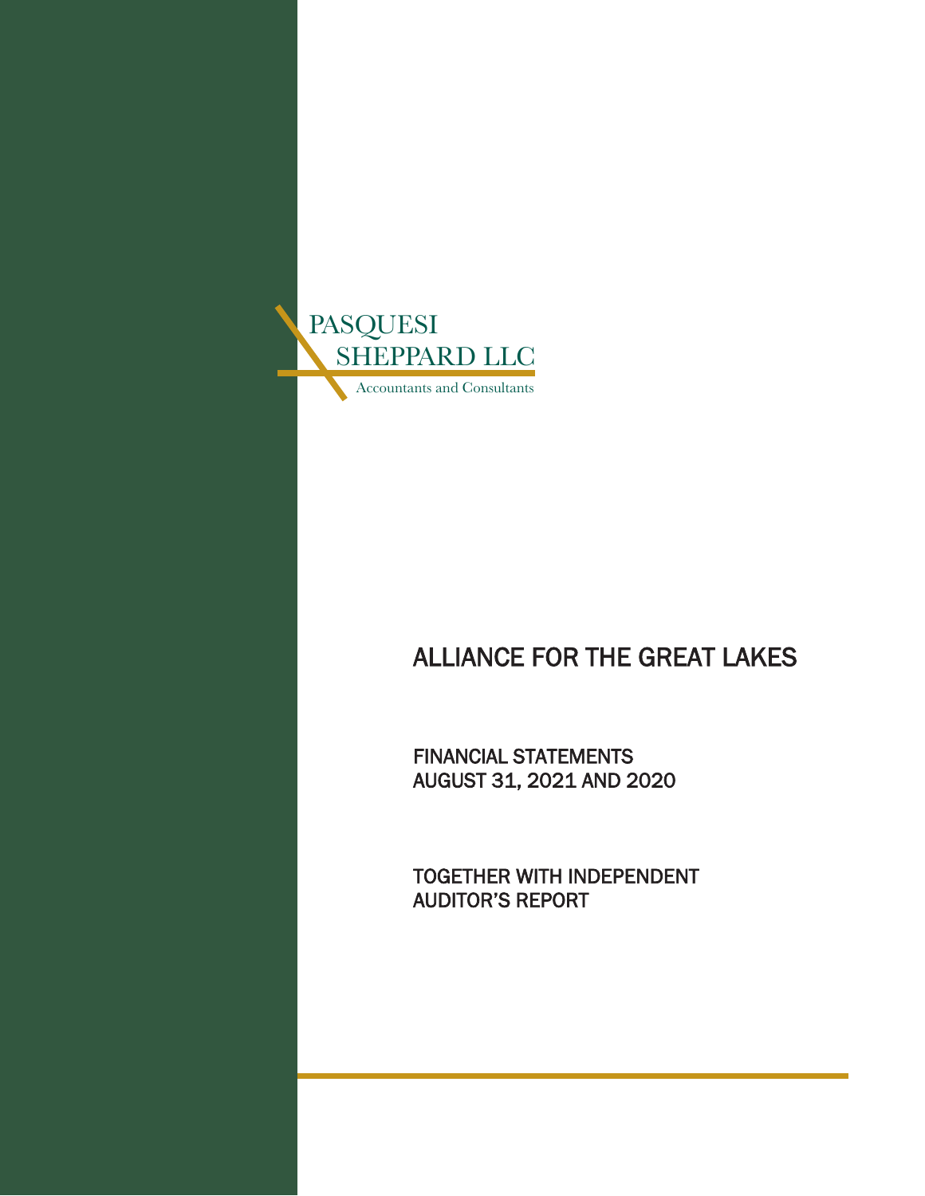PASQUESI SHEPPARD LLC

Accountants and Consultants

# ALLIANCE FOR THE GREAT LAKES

FINANCIAL STATEMENTS
AUGUST 31, 2021 AND 2020

TOGETHER WITH INDEPENDENT
AUDITOR'S REPORT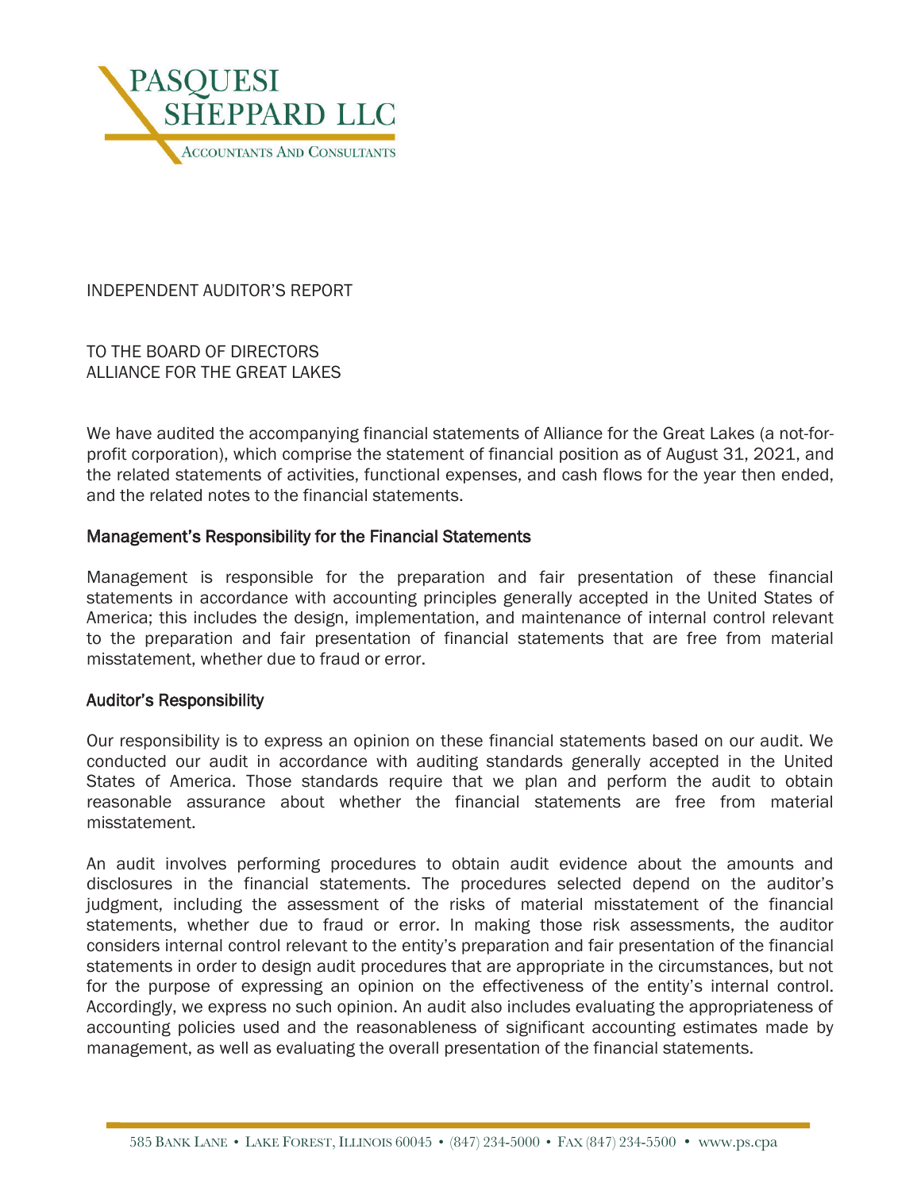PASQUESI SHEPPARD LLC

ACCOUNTANTS AND CONSULTANTS

INDEPENDENT AUDITOR'S REPORT

TO THE BOARD OF DIRECTORS
ALLIANCE FOR THE GREAT LAKES

We have audited the accompanying financial statements of Alliance for the Great Lakes (a not-for-profit corporation), which comprise the statement of financial position as of August 31, 2021, and the related statements of activities, functional expenses, and cash flows for the year then ended, and the related notes to the financial statements.

### Management's Responsibility for the Financial Statements

Management is responsible for the preparation and fair presentation of these financial statements in accordance with accounting principles generally accepted in the United States of America; this includes the design, implementation, and maintenance of internal control relevant to the preparation and fair presentation of financial statements that are free from material misstatement, whether due to fraud or error.

### Auditor's Responsibility

Our responsibility is to express an opinion on these financial statements based on our audit. We conducted our audit in accordance with auditing standards generally accepted in the United States of America. Those standards require that we plan and perform the audit to obtain reasonable assurance about whether the financial statements are free from material misstatement.

An audit involves performing procedures to obtain audit evidence about the amounts and disclosures in the financial statements. The procedures selected depend on the auditor's judgment, including the assessment of the risks of material misstatement of the financial statements, whether due to fraud or error. In making those risk assessments, the auditor considers internal control relevant to the entity's preparation and fair presentation of the financial statements in order to design audit procedures that are appropriate in the circumstances, but not for the purpose of expressing an opinion on the effectiveness of the entity's internal control. Accordingly, we express no such opinion. An audit also includes evaluating the appropriateness of accounting policies used and the reasonableness of significant accounting estimates made by management, as well as evaluating the overall presentation of the financial statements.

585 BANK LANE • LAKE FOREST, ILLINOIS 60045 • (847) 234-5000 • FAX (847) 234-5500 • www.ps.cpa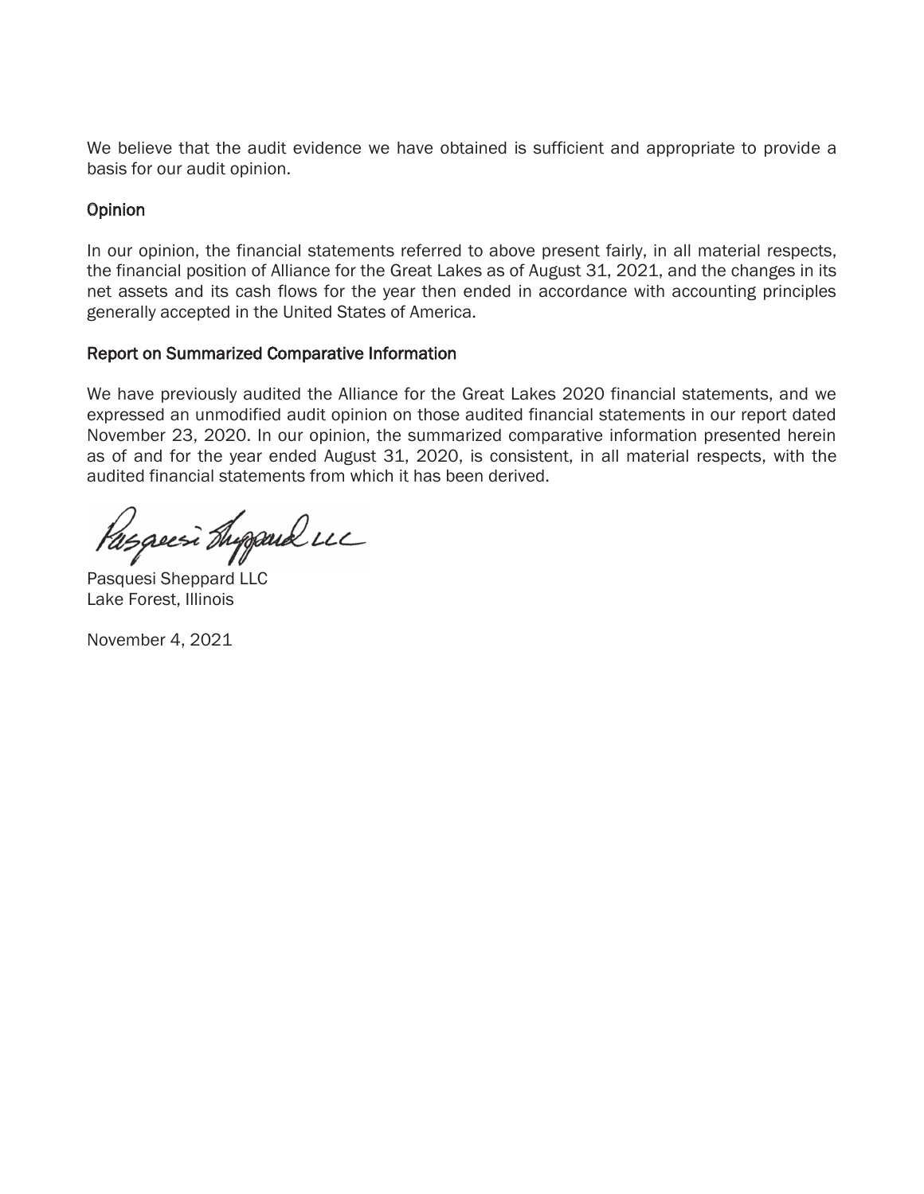We believe that the audit evidence we have obtained is sufficient and appropriate to provide a basis for our audit opinion.

### Opinion

In our opinion, the financial statements referred to above present fairly, in all material respects, the financial position of Alliance for the Great Lakes as of August 31, 2021, and the changes in its net assets and its cash flows for the year then ended in accordance with accounting principles generally accepted in the United States of America.

### Report on Summarized Comparative Information

We have previously audited the Alliance for the Great Lakes 2020 financial statements, and we expressed an unmodified audit opinion on those audited financial statements in our report dated November 23, 2020. In our opinion, the summarized comparative information presented herein as of and for the year ended August 31, 2020, is consistent, in all material respects, with the audited financial statements from which it has been derived.

Pasquesi Sheppard LLC

Pasquesi Sheppard LLC
Lake Forest, Illinois

November 4, 2021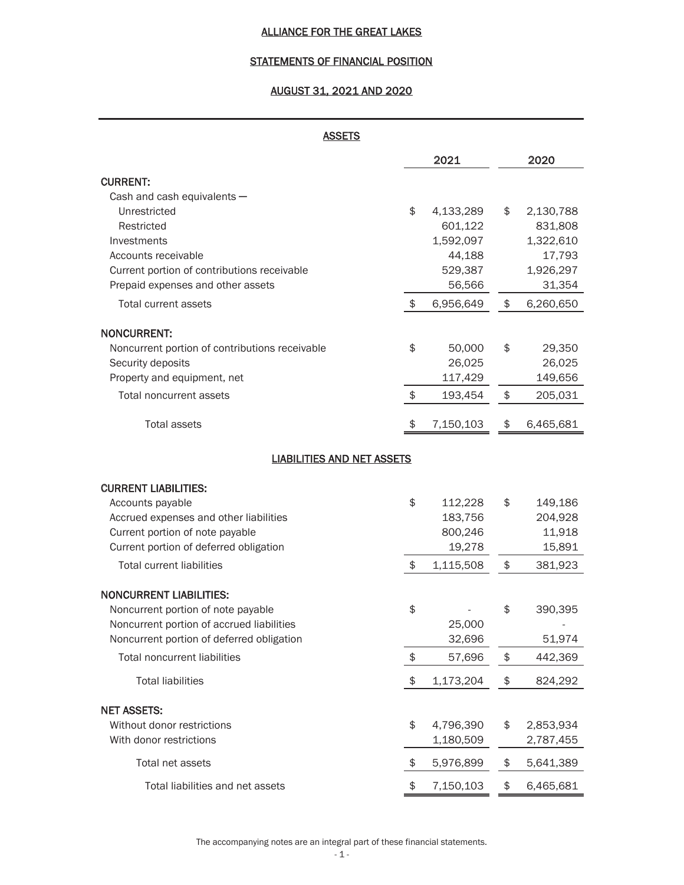# ALLIANCE FOR THE GREAT LAKES

## STATEMENTS OF FINANCIAL POSITION

## AUGUST 31, 2021 AND 2020

### ASSETS

| | 2021 | 2020 |
|---|---|---|
| **CURRENT:** | | |
| Cash and cash equivalents — | | |
| Unrestricted | $ 4,133,289 | $ 2,130,788 |
| Restricted | 601,122 | 831,808 |
| Investments | 1,592,097 | 1,322,610 |
| Accounts receivable | 44,188 | 17,793 |
| Current portion of contributions receivable | 529,387 | 1,926,297 |
| Prepaid expenses and other assets | 56,566 | 31,354 |
| Total current assets | $ 6,956,649 | $ 6,260,650 |
| **NONCURRENT:** | | |
| Noncurrent portion of contributions receivable | $ 50,000 | $ 29,350 |
| Security deposits | 26,025 | 26,025 |
| Property and equipment, net | 117,429 | 149,656 |
| Total noncurrent assets | $ 193,454 | $ 205,031 |
| Total assets | $ 7,150,103 | $ 6,465,681 |

### LIABILITIES AND NET ASSETS

| | 2021 | 2020 |
|---|---|---|
| **CURRENT LIABILITIES:** | | |
| Accounts payable | $ 112,228 | $ 149,186 |
| Accrued expenses and other liabilities | 183,756 | 204,928 |
| Current portion of note payable | 800,246 | 11,918 |
| Current portion of deferred obligation | 19,278 | 15,891 |
| Total current liabilities | $ 1,115,508 | $ 381,923 |
| **NONCURRENT LIABILITIES:** | | |
| Noncurrent portion of note payable | $ - | $ 390,395 |
| Noncurrent portion of accrued liabilities | 25,000 | - |
| Noncurrent portion of deferred obligation | 32,696 | 51,974 |
| Total noncurrent liabilities | $ 57,696 | $ 442,369 |
| Total liabilities | $ 1,173,204 | $ 824,292 |
| **NET ASSETS:** | | |
| Without donor restrictions | $ 4,796,390 | $ 2,853,934 |
| With donor restrictions | 1,180,509 | 2,787,455 |
| Total net assets | $ 5,976,899 | $ 5,641,389 |
| Total liabilities and net assets | $ 7,150,103 | $ 6,465,681 |

The accompanying notes are an integral part of these financial statements.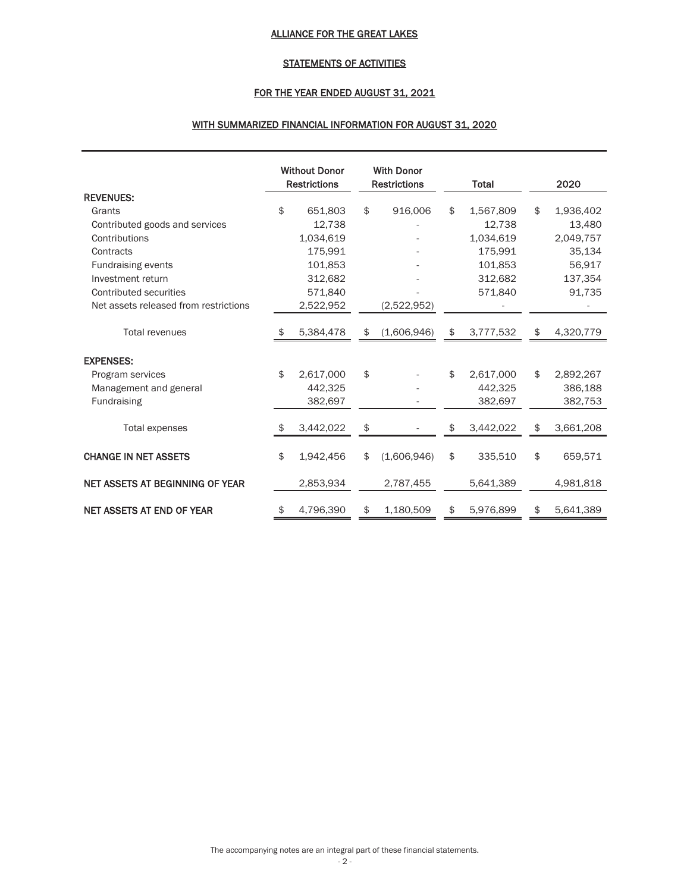ALLIANCE FOR THE GREAT LAKES

STATEMENTS OF ACTIVITIES

FOR THE YEAR ENDED AUGUST 31, 2021

WITH SUMMARIZED FINANCIAL INFORMATION FOR AUGUST 31, 2020

| | Without Donor Restrictions | With Donor Restrictions | Total | 2020 |
|---|---|---|---|---|
| **REVENUES:** | | | | |
| Grants | $ 651,803 | $ 916,006 | $ 1,567,809 | $ 1,936,402 |
| Contributed goods and services | 12,738 | - | 12,738 | 13,480 |
| Contributions | 1,034,619 | - | 1,034,619 | 2,049,757 |
| Contracts | 175,991 | - | 175,991 | 35,134 |
| Fundraising events | 101,853 | - | 101,853 | 56,917 |
| Investment return | 312,682 | - | 312,682 | 137,354 |
| Contributed securities | 571,840 | - | 571,840 | 91,735 |
| Net assets released from restrictions | 2,522,952 | (2,522,952) | - | - |
| Total revenues | $ 5,384,478 | $ (1,606,946) | $ 3,777,532 | $ 4,320,779 |
| **EXPENSES:** | | | | |
| Program services | $ 2,617,000 | $ - | $ 2,617,000 | $ 2,892,267 |
| Management and general | 442,325 | - | 442,325 | 386,188 |
| Fundraising | 382,697 | - | 382,697 | 382,753 |
| Total expenses | $ 3,442,022 | $ - | $ 3,442,022 | $ 3,661,208 |
| **CHANGE IN NET ASSETS** | $ 1,942,456 | $ (1,606,946) | $ 335,510 | $ 659,571 |
| **NET ASSETS AT BEGINNING OF YEAR** | 2,853,934 | 2,787,455 | 5,641,389 | 4,981,818 |
| **NET ASSETS AT END OF YEAR** | $ 4,796,390 | $ 1,180,509 | $ 5,976,899 | $ 5,641,389 |

The accompanying notes are an integral part of these financial statements.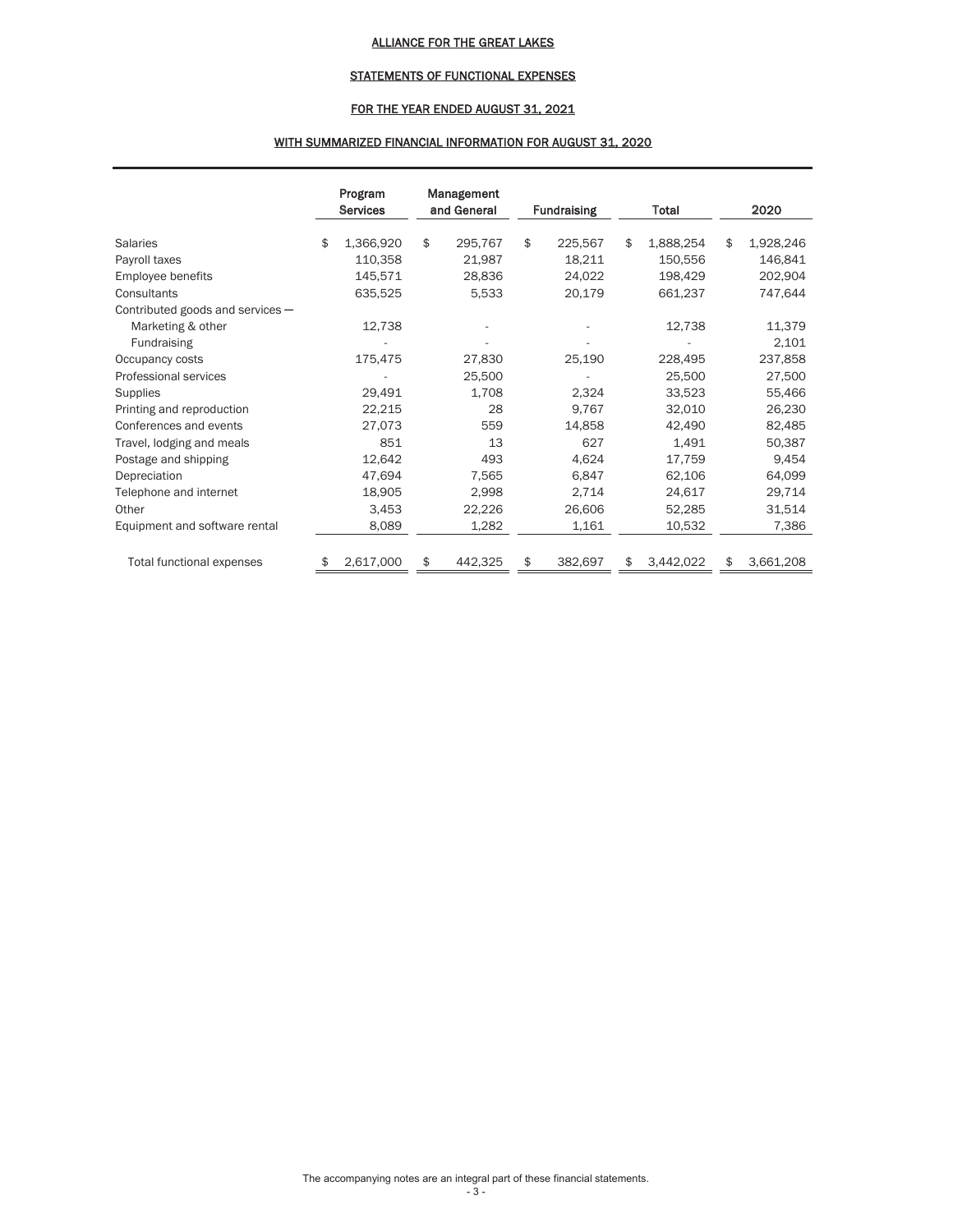# ALLIANCE FOR THE GREAT LAKES

## STATEMENTS OF FUNCTIONAL EXPENSES

### FOR THE YEAR ENDED AUGUST 31, 2021

### WITH SUMMARIZED FINANCIAL INFORMATION FOR AUGUST 31, 2020

| | Program Services | Management and General | Fundraising | Total | 2020 |
|---|---|---|---|---|---|
| Salaries | $ 1,366,920 | $ 295,767 | $ 225,567 | $ 1,888,254 | $ 1,928,246 |
| Payroll taxes | 110,358 | 21,987 | 18,211 | 150,556 | 146,841 |
| Employee benefits | 145,571 | 28,836 | 24,022 | 198,429 | 202,904 |
| Consultants | 635,525 | 5,533 | 20,179 | 661,237 | 747,644 |
| Contributed goods and services — | | | | | |
| Marketing & other | 12,738 | - | - | 12,738 | 11,379 |
| Fundraising | - | - | - | - | 2,101 |
| Occupancy costs | 175,475 | 27,830 | 25,190 | 228,495 | 237,858 |
| Professional services | - | 25,500 | - | 25,500 | 27,500 |
| Supplies | 29,491 | 1,708 | 2,324 | 33,523 | 55,466 |
| Printing and reproduction | 22,215 | 28 | 9,767 | 32,010 | 26,230 |
| Conferences and events | 27,073 | 559 | 14,858 | 42,490 | 82,485 |
| Travel, lodging and meals | 851 | 13 | 627 | 1,491 | 50,387 |
| Postage and shipping | 12,642 | 493 | 4,624 | 17,759 | 9,454 |
| Depreciation | 47,694 | 7,565 | 6,847 | 62,106 | 64,099 |
| Telephone and internet | 18,905 | 2,998 | 2,714 | 24,617 | 29,714 |
| Other | 3,453 | 22,226 | 26,606 | 52,285 | 31,514 |
| Equipment and software rental | 8,089 | 1,282 | 1,161 | 10,532 | 7,386 |
| Total functional expenses | $ 2,617,000 | $ 442,325 | $ 382,697 | $ 3,442,022 | $ 3,661,208 |

The accompanying notes are an integral part of these financial statements.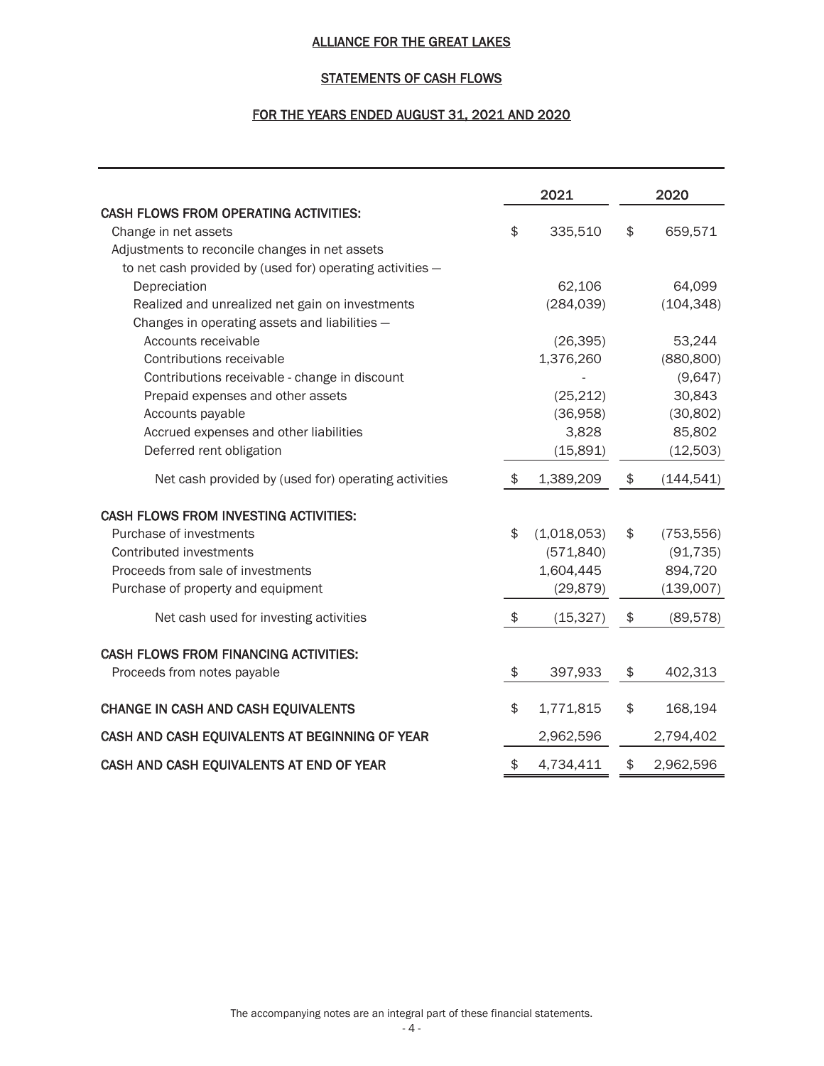# ALLIANCE FOR THE GREAT LAKES

## STATEMENTS OF CASH FLOWS

## FOR THE YEARS ENDED AUGUST 31, 2021 AND 2020

| | 2021 | 2020 |
|---|---|---|
| **CASH FLOWS FROM OPERATING ACTIVITIES:** | | |
| Change in net assets | $ 335,510 | $ 659,571 |
| Adjustments to reconcile changes in net assets to net cash provided by (used for) operating activities — | | |
| Depreciation | 62,106 | 64,099 |
| Realized and unrealized net gain on investments | (284,039) | (104,348) |
| Changes in operating assets and liabilities — | | |
| Accounts receivable | (26,395) | 53,244 |
| Contributions receivable | 1,376,260 | (880,800) |
| Contributions receivable - change in discount | - | (9,647) |
| Prepaid expenses and other assets | (25,212) | 30,843 |
| Accounts payable | (36,958) | (30,802) |
| Accrued expenses and other liabilities | 3,828 | 85,802 |
| Deferred rent obligation | (15,891) | (12,503) |
| Net cash provided by (used for) operating activities | $ 1,389,209 | $ (144,541) |
| **CASH FLOWS FROM INVESTING ACTIVITIES:** | | |
| Purchase of investments | $ (1,018,053) | $ (753,556) |
| Contributed investments | (571,840) | (91,735) |
| Proceeds from sale of investments | 1,604,445 | 894,720 |
| Purchase of property and equipment | (29,879) | (139,007) |
| Net cash used for investing activities | $ (15,327) | $ (89,578) |
| **CASH FLOWS FROM FINANCING ACTIVITIES:** | | |
| Proceeds from notes payable | $ 397,933 | $ 402,313 |
| **CHANGE IN CASH AND CASH EQUIVALENTS** | $ 1,771,815 | $ 168,194 |
| **CASH AND CASH EQUIVALENTS AT BEGINNING OF YEAR** | 2,962,596 | 2,794,402 |
| **CASH AND CASH EQUIVALENTS AT END OF YEAR** | $ 4,734,411 | $ 2,962,596 |

The accompanying notes are an integral part of these financial statements.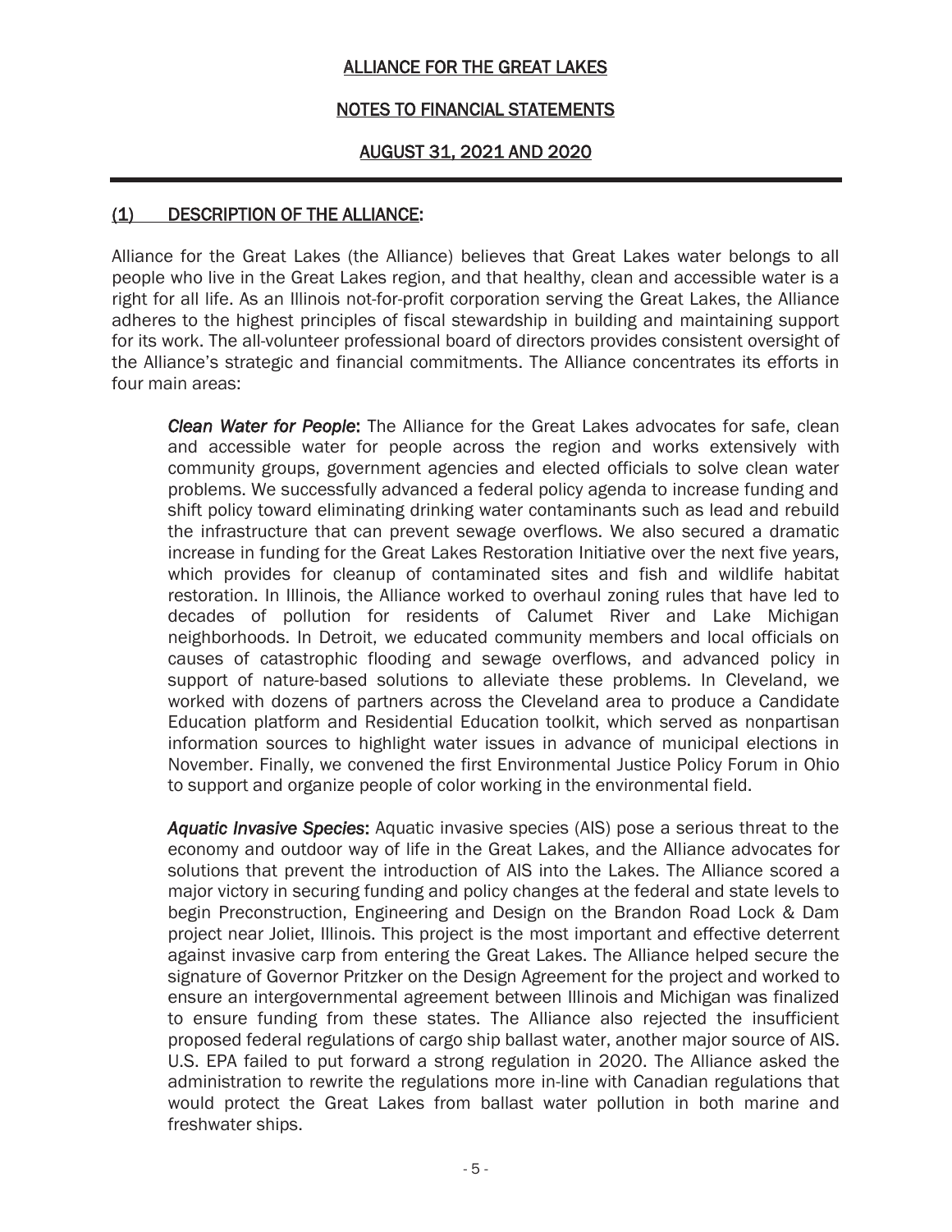# ALLIANCE FOR THE GREAT LAKES

## NOTES TO FINANCIAL STATEMENTS

## AUGUST 31, 2021 AND 2020

### (1) DESCRIPTION OF THE ALLIANCE:

Alliance for the Great Lakes (the Alliance) believes that Great Lakes water belongs to all people who live in the Great Lakes region, and that healthy, clean and accessible water is a right for all life. As an Illinois not-for-profit corporation serving the Great Lakes, the Alliance adheres to the highest principles of fiscal stewardship in building and maintaining support for its work. The all-volunteer professional board of directors provides consistent oversight of the Alliance's strategic and financial commitments. The Alliance concentrates its efforts in four main areas:

***Clean Water for People***: The Alliance for the Great Lakes advocates for safe, clean and accessible water for people across the region and works extensively with community groups, government agencies and elected officials to solve clean water problems. We successfully advanced a federal policy agenda to increase funding and shift policy toward eliminating drinking water contaminants such as lead and rebuild the infrastructure that can prevent sewage overflows. We also secured a dramatic increase in funding for the Great Lakes Restoration Initiative over the next five years, which provides for cleanup of contaminated sites and fish and wildlife habitat restoration. In Illinois, the Alliance worked to overhaul zoning rules that have led to decades of pollution for residents of Calumet River and Lake Michigan neighborhoods. In Detroit, we educated community members and local officials on causes of catastrophic flooding and sewage overflows, and advanced policy in support of nature-based solutions to alleviate these problems. In Cleveland, we worked with dozens of partners across the Cleveland area to produce a Candidate Education platform and Residential Education toolkit, which served as nonpartisan information sources to highlight water issues in advance of municipal elections in November. Finally, we convened the first Environmental Justice Policy Forum in Ohio to support and organize people of color working in the environmental field.

***Aquatic Invasive Species***: Aquatic invasive species (AIS) pose a serious threat to the economy and outdoor way of life in the Great Lakes, and the Alliance advocates for solutions that prevent the introduction of AIS into the Lakes. The Alliance scored a major victory in securing funding and policy changes at the federal and state levels to begin Preconstruction, Engineering and Design on the Brandon Road Lock & Dam project near Joliet, Illinois. This project is the most important and effective deterrent against invasive carp from entering the Great Lakes. The Alliance helped secure the signature of Governor Pritzker on the Design Agreement for the project and worked to ensure an intergovernmental agreement between Illinois and Michigan was finalized to ensure funding from these states. The Alliance also rejected the insufficient proposed federal regulations of cargo ship ballast water, another major source of AIS. U.S. EPA failed to put forward a strong regulation in 2020. The Alliance asked the administration to rewrite the regulations more in-line with Canadian regulations that would protect the Great Lakes from ballast water pollution in both marine and freshwater ships.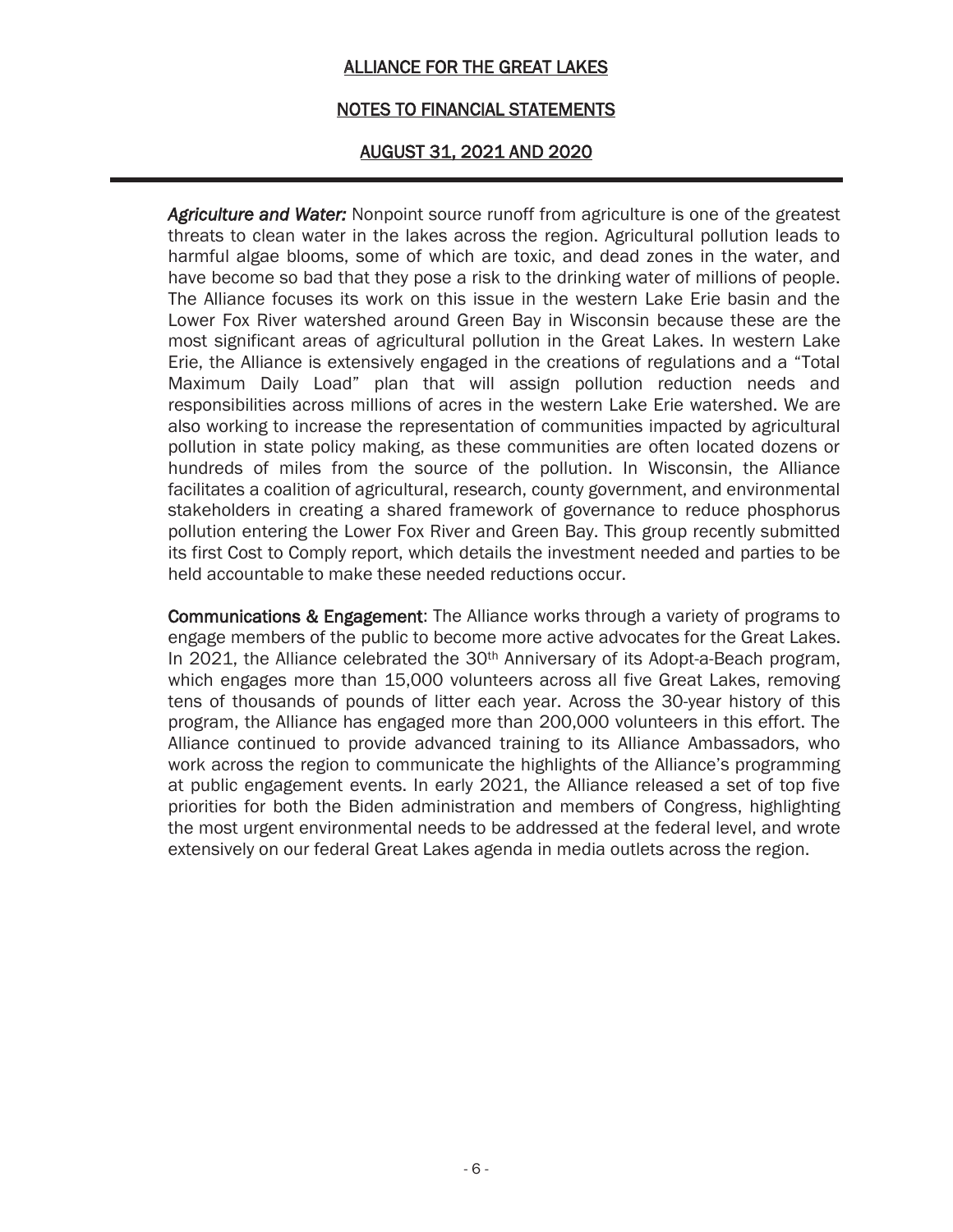***Agriculture and Water:*** Nonpoint source runoff from agriculture is one of the greatest threats to clean water in the lakes across the region. Agricultural pollution leads to harmful algae blooms, some of which are toxic, and dead zones in the water, and have become so bad that they pose a risk to the drinking water of millions of people. The Alliance focuses its work on this issue in the western Lake Erie basin and the Lower Fox River watershed around Green Bay in Wisconsin because these are the most significant areas of agricultural pollution in the Great Lakes. In western Lake Erie, the Alliance is extensively engaged in the creations of regulations and a "Total Maximum Daily Load" plan that will assign pollution reduction needs and responsibilities across millions of acres in the western Lake Erie watershed. We are also working to increase the representation of communities impacted by agricultural pollution in state policy making, as these communities are often located dozens or hundreds of miles from the source of the pollution. In Wisconsin, the Alliance facilitates a coalition of agricultural, research, county government, and environmental stakeholders in creating a shared framework of governance to reduce phosphorus pollution entering the Lower Fox River and Green Bay. This group recently submitted its first Cost to Comply report, which details the investment needed and parties to be held accountable to make these needed reductions occur.

**Communications & Engagement**: The Alliance works through a variety of programs to engage members of the public to become more active advocates for the Great Lakes. In 2021, the Alliance celebrated the 30th Anniversary of its Adopt-a-Beach program, which engages more than 15,000 volunteers across all five Great Lakes, removing tens of thousands of pounds of litter each year. Across the 30-year history of this program, the Alliance has engaged more than 200,000 volunteers in this effort. The Alliance continued to provide advanced training to its Alliance Ambassadors, who work across the region to communicate the highlights of the Alliance's programming at public engagement events. In early 2021, the Alliance released a set of top five priorities for both the Biden administration and members of Congress, highlighting the most urgent environmental needs to be addressed at the federal level, and wrote extensively on our federal Great Lakes agenda in media outlets across the region.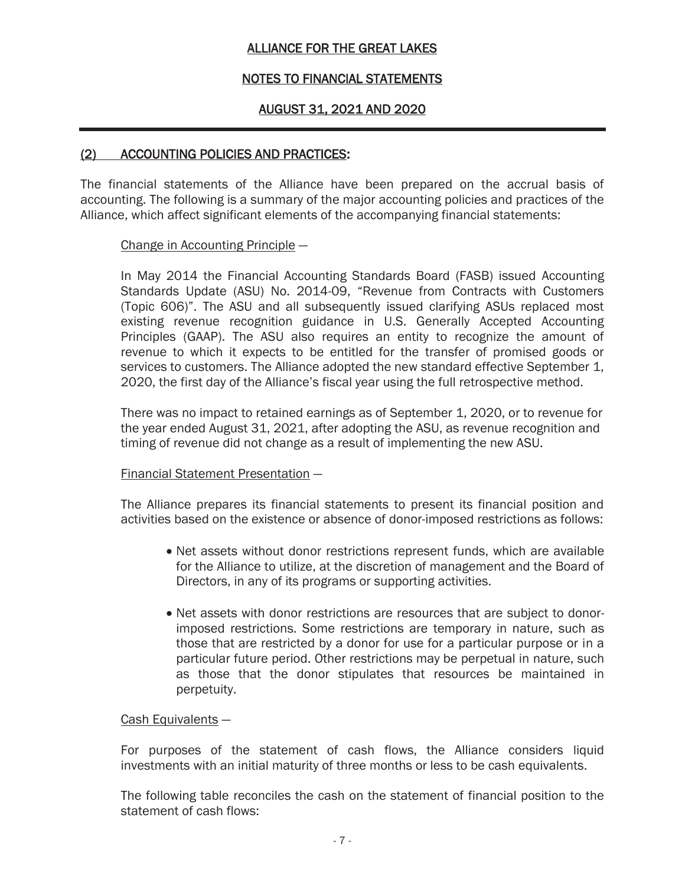# ALLIANCE FOR THE GREAT LAKES

## NOTES TO FINANCIAL STATEMENTS

## AUGUST 31, 2021 AND 2020

### (2) ACCOUNTING POLICIES AND PRACTICES:

The financial statements of the Alliance have been prepared on the accrual basis of accounting. The following is a summary of the major accounting policies and practices of the Alliance, which affect significant elements of the accompanying financial statements:

Change in Accounting Principle —

In May 2014 the Financial Accounting Standards Board (FASB) issued Accounting Standards Update (ASU) No. 2014-09, "Revenue from Contracts with Customers (Topic 606)". The ASU and all subsequently issued clarifying ASUs replaced most existing revenue recognition guidance in U.S. Generally Accepted Accounting Principles (GAAP). The ASU also requires an entity to recognize the amount of revenue to which it expects to be entitled for the transfer of promised goods or services to customers. The Alliance adopted the new standard effective September 1, 2020, the first day of the Alliance's fiscal year using the full retrospective method.

There was no impact to retained earnings as of September 1, 2020, or to revenue for the year ended August 31, 2021, after adopting the ASU, as revenue recognition and timing of revenue did not change as a result of implementing the new ASU.

Financial Statement Presentation —

The Alliance prepares its financial statements to present its financial position and activities based on the existence or absence of donor-imposed restrictions as follows:

- Net assets without donor restrictions represent funds, which are available for the Alliance to utilize, at the discretion of management and the Board of Directors, in any of its programs or supporting activities.

- Net assets with donor restrictions are resources that are subject to donor-imposed restrictions. Some restrictions are temporary in nature, such as those that are restricted by a donor for use for a particular purpose or in a particular future period. Other restrictions may be perpetual in nature, such as those that the donor stipulates that resources be maintained in perpetuity.

Cash Equivalents —

For purposes of the statement of cash flows, the Alliance considers liquid investments with an initial maturity of three months or less to be cash equivalents.

The following table reconciles the cash on the statement of financial position to the statement of cash flows: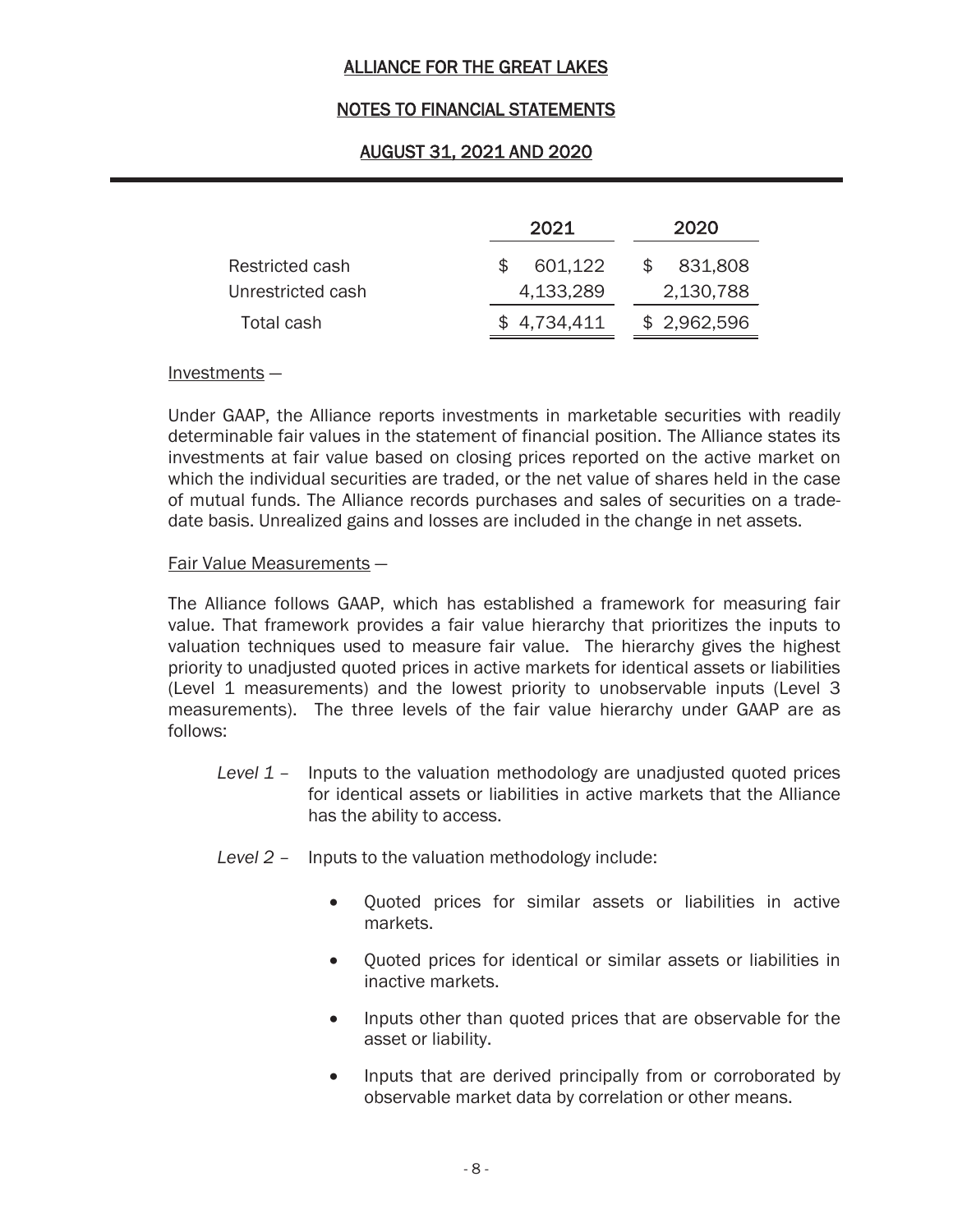|  | 2021 | 2020 |
|---|---|---|
| Restricted cash | $ 601,122 | $ 831,808 |
| Unrestricted cash | 4,133,289 | 2,130,788 |
| Total cash | $ 4,734,411 | $ 2,962,596 |

Investments —

Under GAAP, the Alliance reports investments in marketable securities with readily determinable fair values in the statement of financial position. The Alliance states its investments at fair value based on closing prices reported on the active market on which the individual securities are traded, or the net value of shares held in the case of mutual funds. The Alliance records purchases and sales of securities on a trade-date basis. Unrealized gains and losses are included in the change in net assets.

Fair Value Measurements —

The Alliance follows GAAP, which has established a framework for measuring fair value. That framework provides a fair value hierarchy that prioritizes the inputs to valuation techniques used to measure fair value. The hierarchy gives the highest priority to unadjusted quoted prices in active markets for identical assets or liabilities (Level 1 measurements) and the lowest priority to unobservable inputs (Level 3 measurements). The three levels of the fair value hierarchy under GAAP are as follows:

*Level 1* – Inputs to the valuation methodology are unadjusted quoted prices for identical assets or liabilities in active markets that the Alliance has the ability to access.

*Level 2* – Inputs to the valuation methodology include:

- Quoted prices for similar assets or liabilities in active markets.
- Quoted prices for identical or similar assets or liabilities in inactive markets.
- Inputs other than quoted prices that are observable for the asset or liability.
- Inputs that are derived principally from or corroborated by observable market data by correlation or other means.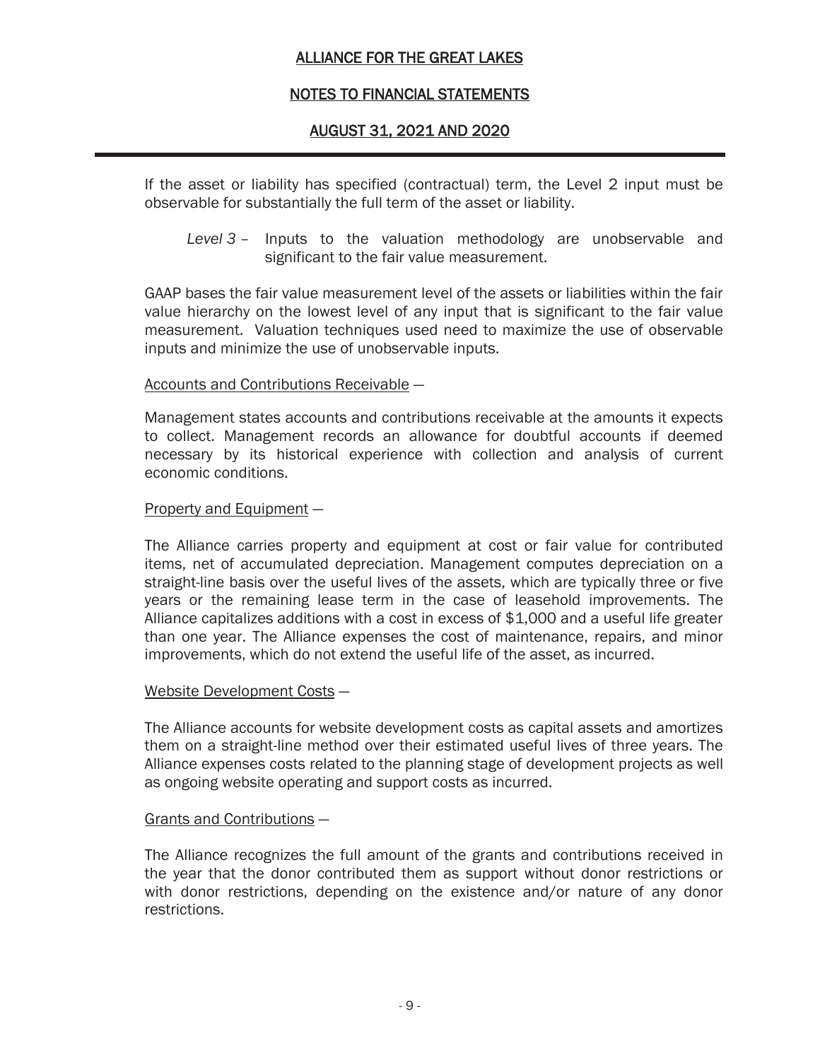If the asset or liability has specified (contractual) term, the Level 2 input must be observable for substantially the full term of the asset or liability.

*Level 3* – Inputs to the valuation methodology are unobservable and significant to the fair value measurement.

GAAP bases the fair value measurement level of the assets or liabilities within the fair value hierarchy on the lowest level of any input that is significant to the fair value measurement. Valuation techniques used need to maximize the use of observable inputs and minimize the use of unobservable inputs.

Accounts and Contributions Receivable —

Management states accounts and contributions receivable at the amounts it expects to collect. Management records an allowance for doubtful accounts if deemed necessary by its historical experience with collection and analysis of current economic conditions.

Property and Equipment —

The Alliance carries property and equipment at cost or fair value for contributed items, net of accumulated depreciation. Management computes depreciation on a straight-line basis over the useful lives of the assets, which are typically three or five years or the remaining lease term in the case of leasehold improvements. The Alliance capitalizes additions with a cost in excess of $1,000 and a useful life greater than one year. The Alliance expenses the cost of maintenance, repairs, and minor improvements, which do not extend the useful life of the asset, as incurred.

Website Development Costs —

The Alliance accounts for website development costs as capital assets and amortizes them on a straight-line method over their estimated useful lives of three years. The Alliance expenses costs related to the planning stage of development projects as well as ongoing website operating and support costs as incurred.

Grants and Contributions —

The Alliance recognizes the full amount of the grants and contributions received in the year that the donor contributed them as support without donor restrictions or with donor restrictions, depending on the existence and/or nature of any donor restrictions.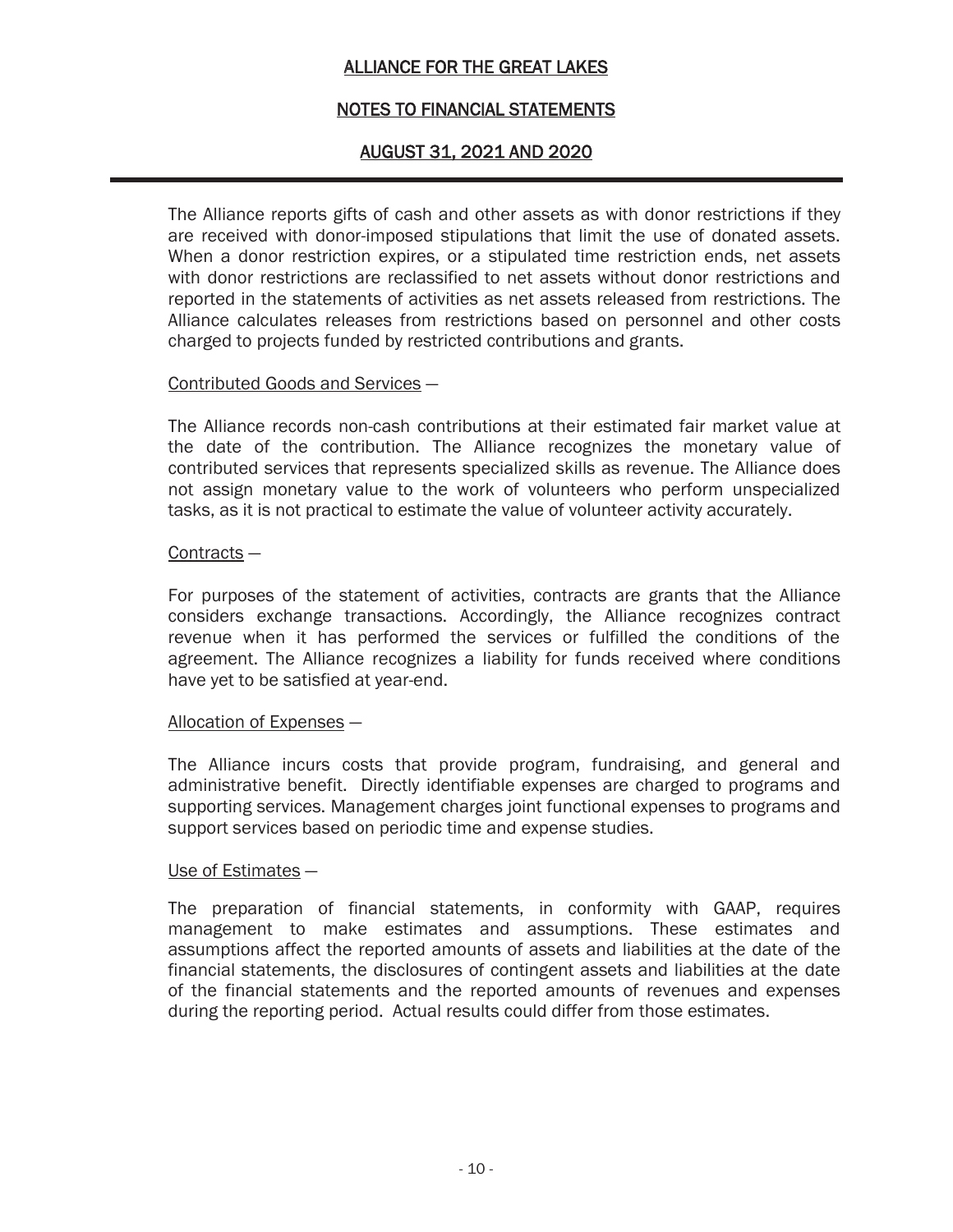The Alliance reports gifts of cash and other assets as with donor restrictions if they are received with donor-imposed stipulations that limit the use of donated assets. When a donor restriction expires, or a stipulated time restriction ends, net assets with donor restrictions are reclassified to net assets without donor restrictions and reported in the statements of activities as net assets released from restrictions. The Alliance calculates releases from restrictions based on personnel and other costs charged to projects funded by restricted contributions and grants.

Contributed Goods and Services —

The Alliance records non-cash contributions at their estimated fair market value at the date of the contribution. The Alliance recognizes the monetary value of contributed services that represents specialized skills as revenue. The Alliance does not assign monetary value to the work of volunteers who perform unspecialized tasks, as it is not practical to estimate the value of volunteer activity accurately.

Contracts —

For purposes of the statement of activities, contracts are grants that the Alliance considers exchange transactions. Accordingly, the Alliance recognizes contract revenue when it has performed the services or fulfilled the conditions of the agreement. The Alliance recognizes a liability for funds received where conditions have yet to be satisfied at year-end.

Allocation of Expenses —

The Alliance incurs costs that provide program, fundraising, and general and administrative benefit. Directly identifiable expenses are charged to programs and supporting services. Management charges joint functional expenses to programs and support services based on periodic time and expense studies.

Use of Estimates —

The preparation of financial statements, in conformity with GAAP, requires management to make estimates and assumptions. These estimates and assumptions affect the reported amounts of assets and liabilities at the date of the financial statements, the disclosures of contingent assets and liabilities at the date of the financial statements and the reported amounts of revenues and expenses during the reporting period. Actual results could differ from those estimates.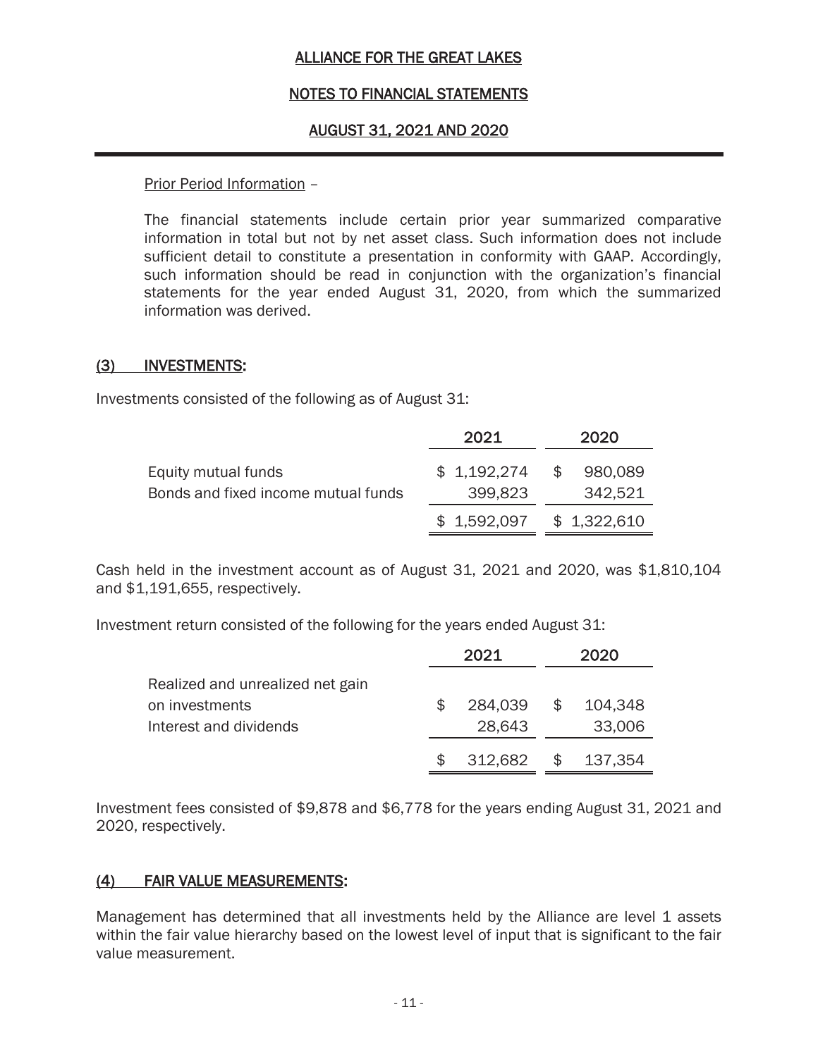Prior Period Information –

The financial statements include certain prior year summarized comparative information in total but not by net asset class. Such information does not include sufficient detail to constitute a presentation in conformity with GAAP. Accordingly, such information should be read in conjunction with the organization's financial statements for the year ended August 31, 2020, from which the summarized information was derived.

## (3) INVESTMENTS:

Investments consisted of the following as of August 31:

| | 2021 | 2020 |
|---|---|---|
| Equity mutual funds | $ 1,192,274 | $ 980,089 |
| Bonds and fixed income mutual funds | 399,823 | 342,521 |
| | $ 1,592,097 | $ 1,322,610 |

Cash held in the investment account as of August 31, 2021 and 2020, was $1,810,104 and $1,191,655, respectively.

Investment return consisted of the following for the years ended August 31:

| | 2021 | 2020 |
|---|---|---|
| Realized and unrealized net gain on investments | $ 284,039 | $ 104,348 |
| Interest and dividends | 28,643 | 33,006 |
| | $ 312,682 | $ 137,354 |

Investment fees consisted of $9,878 and $6,778 for the years ending August 31, 2021 and 2020, respectively.

## (4) FAIR VALUE MEASUREMENTS:

Management has determined that all investments held by the Alliance are level 1 assets within the fair value hierarchy based on the lowest level of input that is significant to the fair value measurement.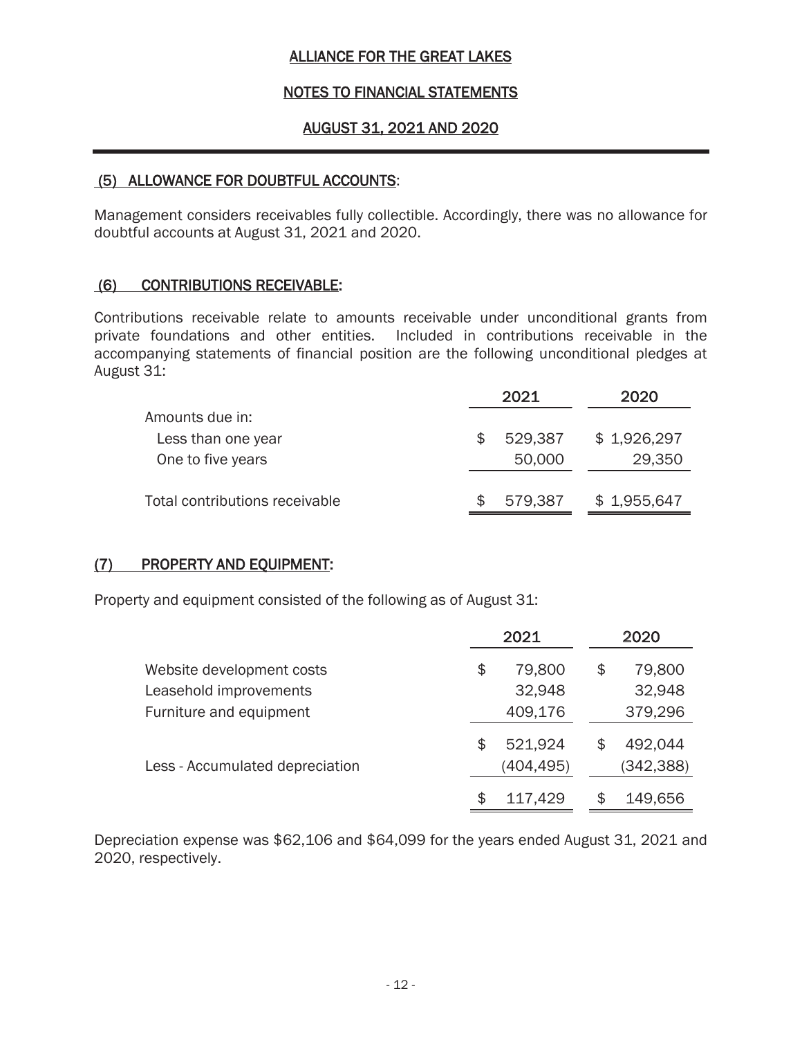# ALLIANCE FOR THE GREAT LAKES

## NOTES TO FINANCIAL STATEMENTS

## AUGUST 31, 2021 AND 2020

### (5) ALLOWANCE FOR DOUBTFUL ACCOUNTS:

Management considers receivables fully collectible. Accordingly, there was no allowance for doubtful accounts at August 31, 2021 and 2020.

### (6) CONTRIBUTIONS RECEIVABLE:

Contributions receivable relate to amounts receivable under unconditional grants from private foundations and other entities. Included in contributions receivable in the accompanying statements of financial position are the following unconditional pledges at August 31:

| | 2021 | 2020 |
|---|---|---|
| Amounts due in: | | |
| Less than one year | $ 529,387 | $ 1,926,297 |
| One to five years | 50,000 | 29,350 |
| Total contributions receivable | $ 579,387 | $ 1,955,647 |

### (7) PROPERTY AND EQUIPMENT:

Property and equipment consisted of the following as of August 31:

| | 2021 | 2020 |
|---|---|---|
| Website development costs | $ 79,800 | $ 79,800 |
| Leasehold improvements | 32,948 | 32,948 |
| Furniture and equipment | 409,176 | 379,296 |
| | $ 521,924 | $ 492,044 |
| Less - Accumulated depreciation | (404,495) | (342,388) |
| | $ 117,429 | $ 149,656 |

Depreciation expense was $62,106 and $64,099 for the years ended August 31, 2021 and 2020, respectively.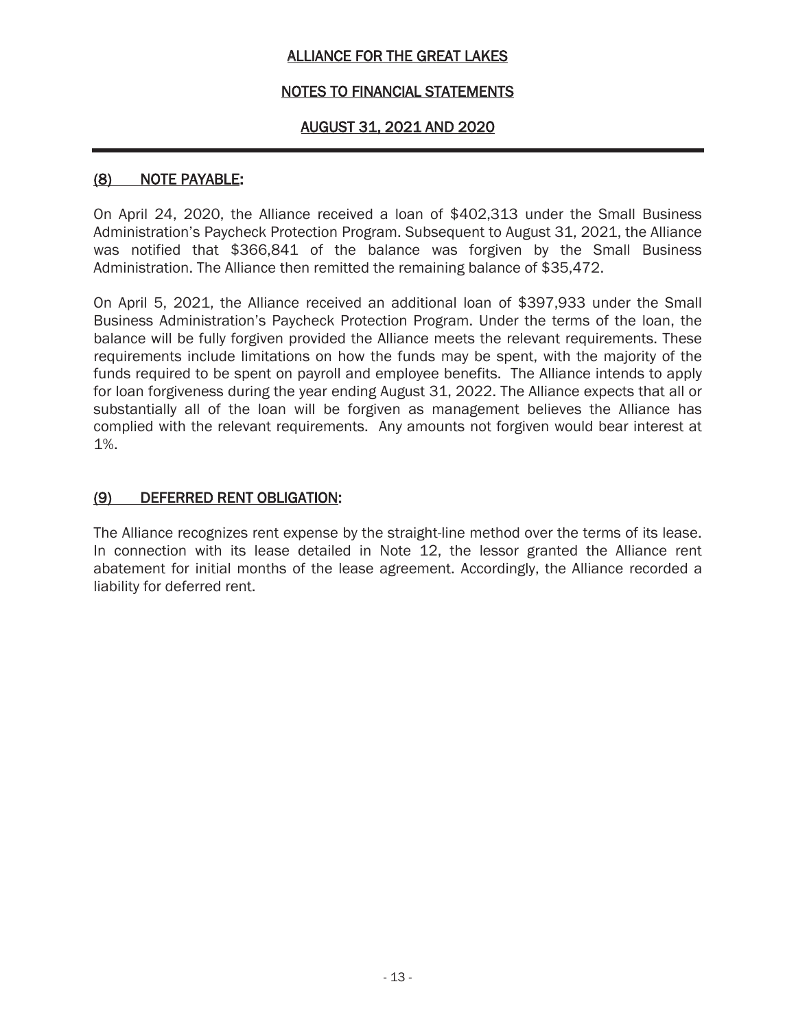## (8) NOTE PAYABLE:

On April 24, 2020, the Alliance received a loan of $402,313 under the Small Business Administration's Paycheck Protection Program. Subsequent to August 31, 2021, the Alliance was notified that $366,841 of the balance was forgiven by the Small Business Administration. The Alliance then remitted the remaining balance of $35,472.

On April 5, 2021, the Alliance received an additional loan of $397,933 under the Small Business Administration's Paycheck Protection Program. Under the terms of the loan, the balance will be fully forgiven provided the Alliance meets the relevant requirements. These requirements include limitations on how the funds may be spent, with the majority of the funds required to be spent on payroll and employee benefits. The Alliance intends to apply for loan forgiveness during the year ending August 31, 2022. The Alliance expects that all or substantially all of the loan will be forgiven as management believes the Alliance has complied with the relevant requirements. Any amounts not forgiven would bear interest at 1%.

## (9) DEFERRED RENT OBLIGATION:

The Alliance recognizes rent expense by the straight-line method over the terms of its lease. In connection with its lease detailed in Note 12, the lessor granted the Alliance rent abatement for initial months of the lease agreement. Accordingly, the Alliance recorded a liability for deferred rent.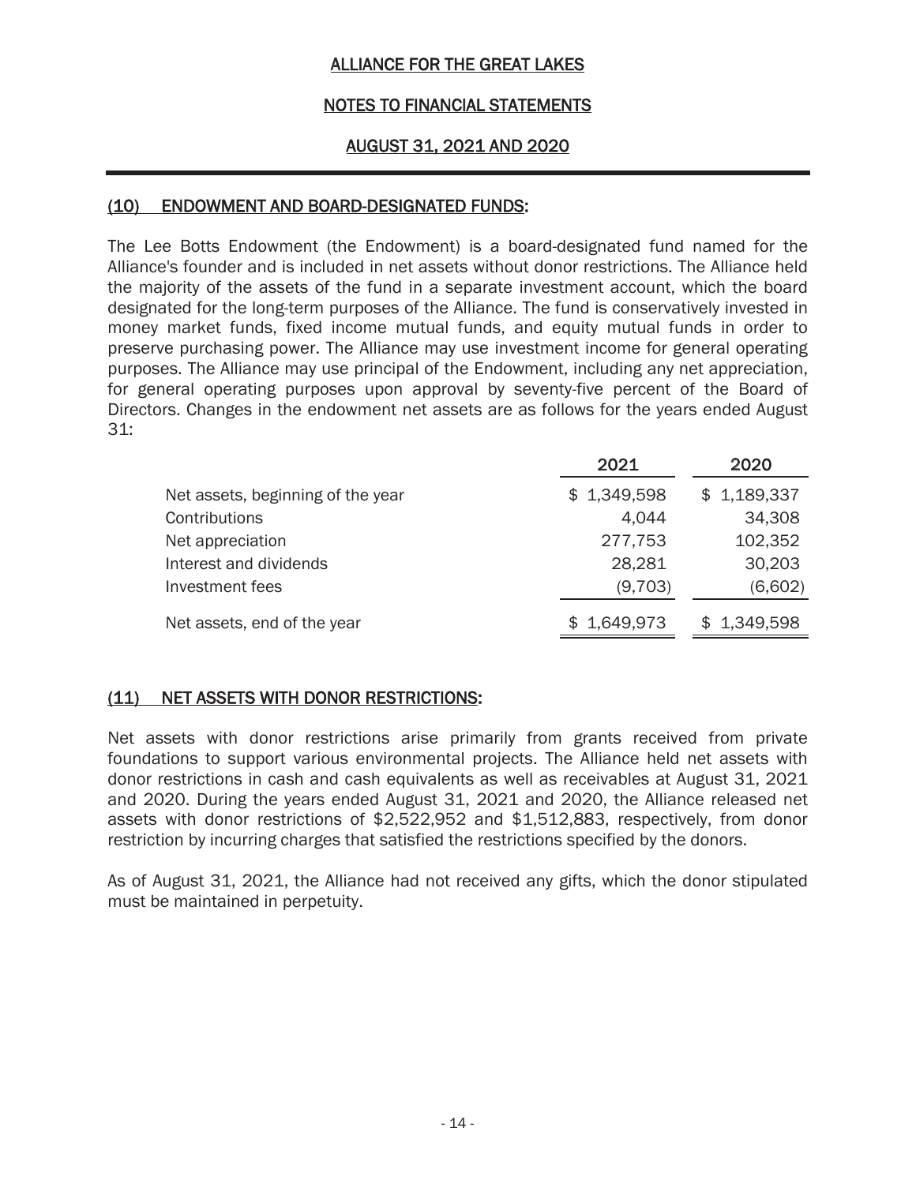## (10) ENDOWMENT AND BOARD-DESIGNATED FUNDS:

The Lee Botts Endowment (the Endowment) is a board-designated fund named for the Alliance's founder and is included in net assets without donor restrictions. The Alliance held the majority of the assets of the fund in a separate investment account, which the board designated for the long-term purposes of the Alliance. The fund is conservatively invested in money market funds, fixed income mutual funds, and equity mutual funds in order to preserve purchasing power. The Alliance may use investment income for general operating purposes. The Alliance may use principal of the Endowment, including any net appreciation, for general operating purposes upon approval by seventy-five percent of the Board of Directors. Changes in the endowment net assets are as follows for the years ended August 31:

| | 2021 | 2020 |
|---|---|---|
| Net assets, beginning of the year | $ 1,349,598 | $ 1,189,337 |
| Contributions | 4,044 | 34,308 |
| Net appreciation | 277,753 | 102,352 |
| Interest and dividends | 28,281 | 30,203 |
| Investment fees | (9,703) | (6,602) |
| Net assets, end of the year | $ 1,649,973 | $ 1,349,598 |

## (11) NET ASSETS WITH DONOR RESTRICTIONS:

Net assets with donor restrictions arise primarily from grants received from private foundations to support various environmental projects. The Alliance held net assets with donor restrictions in cash and cash equivalents as well as receivables at August 31, 2021 and 2020. During the years ended August 31, 2021 and 2020, the Alliance released net assets with donor restrictions of $2,522,952 and $1,512,883, respectively, from donor restriction by incurring charges that satisfied the restrictions specified by the donors.

As of August 31, 2021, the Alliance had not received any gifts, which the donor stipulated must be maintained in perpetuity.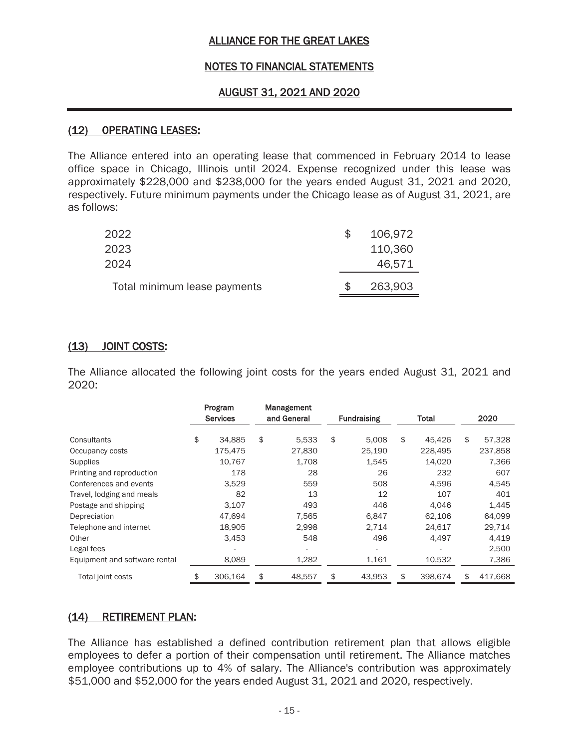## (12) OPERATING LEASES:

The Alliance entered into an operating lease that commenced in February 2014 to lease office space in Chicago, Illinois until 2024. Expense recognized under this lease was approximately $228,000 and $238,000 for the years ended August 31, 2021 and 2020, respectively. Future minimum payments under the Chicago lease as of August 31, 2021, are as follows:

| | |
|---|---|
| 2022 | $ 106,972 |
| 2023 | 110,360 |
| 2024 | 46,571 |
| Total minimum lease payments | $ 263,903 |

## (13) JOINT COSTS:

The Alliance allocated the following joint costs for the years ended August 31, 2021 and 2020:

| | Program Services | Management and General | Fundraising | Total | 2020 |
|---|---|---|---|---|---|
| Consultants | $ 34,885 | $ 5,533 | $ 5,008 | $ 45,426 | $ 57,328 |
| Occupancy costs | 175,475 | 27,830 | 25,190 | 228,495 | 237,858 |
| Supplies | 10,767 | 1,708 | 1,545 | 14,020 | 7,366 |
| Printing and reproduction | 178 | 28 | 26 | 232 | 607 |
| Conferences and events | 3,529 | 559 | 508 | 4,596 | 4,545 |
| Travel, lodging and meals | 82 | 13 | 12 | 107 | 401 |
| Postage and shipping | 3,107 | 493 | 446 | 4,046 | 1,445 |
| Depreciation | 47,694 | 7,565 | 6,847 | 62,106 | 64,099 |
| Telephone and internet | 18,905 | 2,998 | 2,714 | 24,617 | 29,714 |
| Other | 3,453 | 548 | 496 | 4,497 | 4,419 |
| Legal fees | - | - | - | - | 2,500 |
| Equipment and software rental | 8,089 | 1,282 | 1,161 | 10,532 | 7,386 |
| Total joint costs | $ 306,164 | $ 48,557 | $ 43,953 | $ 398,674 | $ 417,668 |

## (14) RETIREMENT PLAN:

The Alliance has established a defined contribution retirement plan that allows eligible employees to defer a portion of their compensation until retirement. The Alliance matches employee contributions up to 4% of salary. The Alliance's contribution was approximately $51,000 and $52,000 for the years ended August 31, 2021 and 2020, respectively.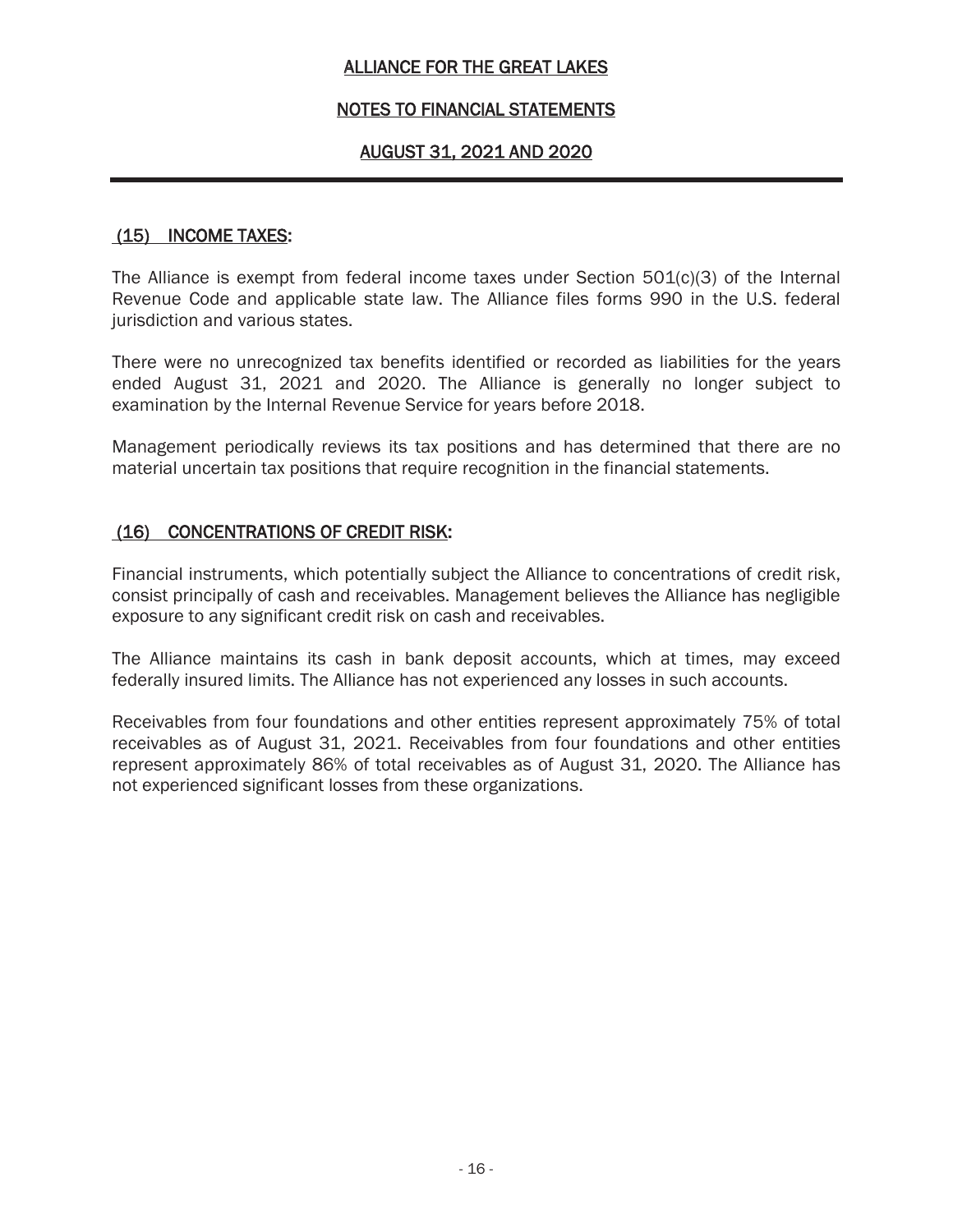# ALLIANCE FOR THE GREAT LAKES

## NOTES TO FINANCIAL STATEMENTS

## AUGUST 31, 2021 AND 2020

### (15) INCOME TAXES:

The Alliance is exempt from federal income taxes under Section 501(c)(3) of the Internal Revenue Code and applicable state law. The Alliance files forms 990 in the U.S. federal jurisdiction and various states.

There were no unrecognized tax benefits identified or recorded as liabilities for the years ended August 31, 2021 and 2020. The Alliance is generally no longer subject to examination by the Internal Revenue Service for years before 2018.

Management periodically reviews its tax positions and has determined that there are no material uncertain tax positions that require recognition in the financial statements.

### (16) CONCENTRATIONS OF CREDIT RISK:

Financial instruments, which potentially subject the Alliance to concentrations of credit risk, consist principally of cash and receivables. Management believes the Alliance has negligible exposure to any significant credit risk on cash and receivables.

The Alliance maintains its cash in bank deposit accounts, which at times, may exceed federally insured limits. The Alliance has not experienced any losses in such accounts.

Receivables from four foundations and other entities represent approximately 75% of total receivables as of August 31, 2021. Receivables from four foundations and other entities represent approximately 86% of total receivables as of August 31, 2020. The Alliance has not experienced significant losses from these organizations.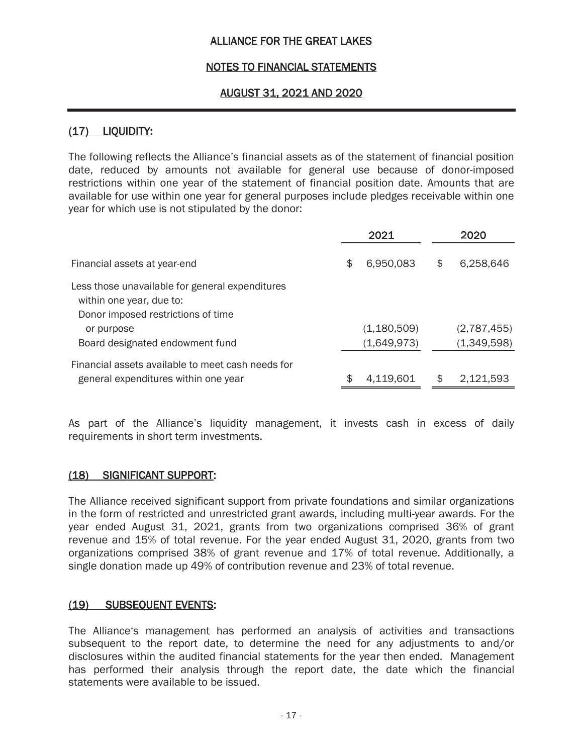ALLIANCE FOR THE GREAT LAKES

NOTES TO FINANCIAL STATEMENTS

AUGUST 31, 2021 AND 2020

## (17) LIQUIDITY:

The following reflects the Alliance's financial assets as of the statement of financial position date, reduced by amounts not available for general use because of donor-imposed restrictions within one year of the statement of financial position date. Amounts that are available for use within one year for general purposes include pledges receivable within one year for which use is not stipulated by the donor:

| | 2021 | 2020 |
|---|---|---|
| Financial assets at year-end | $ 6,950,083 | $ 6,258,646 |
| Less those unavailable for general expenditures within one year, due to: | | |
| Donor imposed restrictions of time or purpose | (1,180,509) | (2,787,455) |
| Board designated endowment fund | (1,649,973) | (1,349,598) |
| Financial assets available to meet cash needs for general expenditures within one year | $ 4,119,601 | $ 2,121,593 |

As part of the Alliance's liquidity management, it invests cash in excess of daily requirements in short term investments.

## (18) SIGNIFICANT SUPPORT:

The Alliance received significant support from private foundations and similar organizations in the form of restricted and unrestricted grant awards, including multi-year awards. For the year ended August 31, 2021, grants from two organizations comprised 36% of grant revenue and 15% of total revenue. For the year ended August 31, 2020, grants from two organizations comprised 38% of grant revenue and 17% of total revenue. Additionally, a single donation made up 49% of contribution revenue and 23% of total revenue.

## (19) SUBSEQUENT EVENTS:

The Alliance's management has performed an analysis of activities and transactions subsequent to the report date, to determine the need for any adjustments to and/or disclosures within the audited financial statements for the year then ended. Management has performed their analysis through the report date, the date which the financial statements were available to be issued.